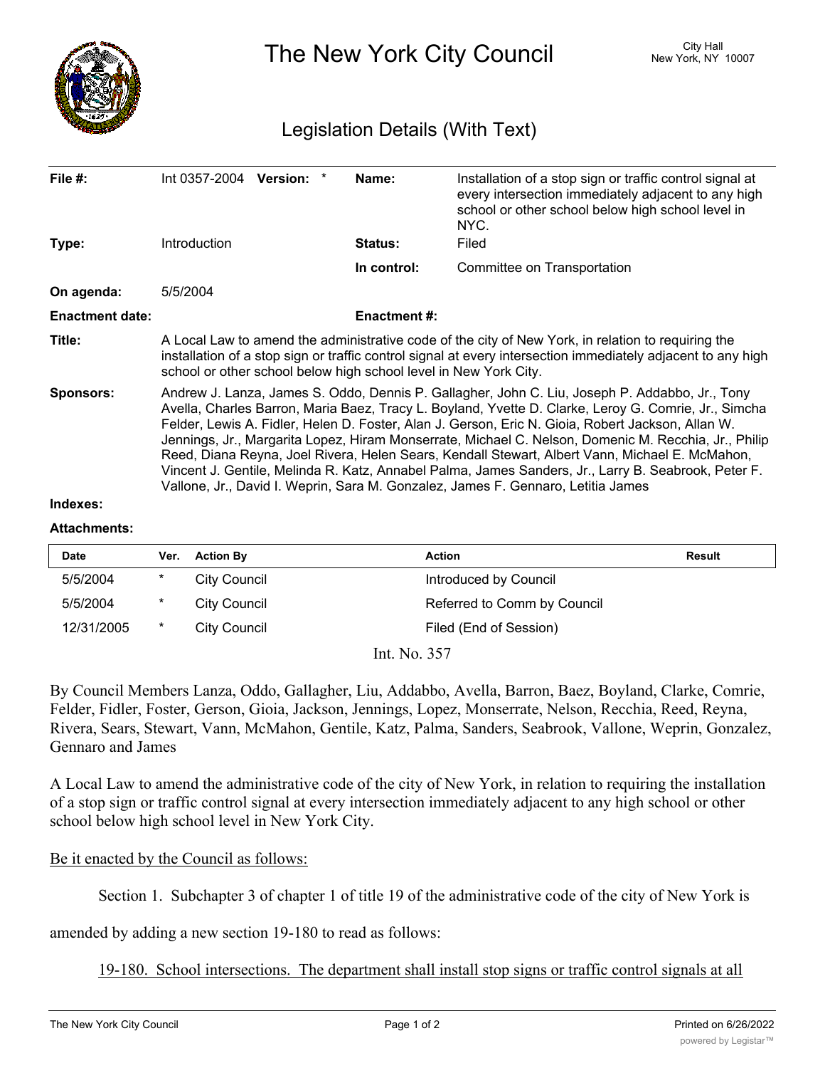# The New York City Council

City Hall
New York, NY 10007

## Legislation Details (With Text)

| | | | |
|---|---|---|---|
| **File #:** | Int 0357-2004 **Version:** * | **Name:** | Installation of a stop sign or traffic control signal at every intersection immediately adjacent to any high school or other school below high school level in NYC. |
| **Type:** | Introduction | **Status:** | Filed |
| | | **In control:** | Committee on Transportation |
| **On agenda:** | 5/5/2004 | | |
| **Enactment date:** | | **Enactment #:** | |

**Title:** A Local Law to amend the administrative code of the city of New York, in relation to requiring the installation of a stop sign or traffic control signal at every intersection immediately adjacent to any high school or other school below high school level in New York City.

**Sponsors:** Andrew J. Lanza, James S. Oddo, Dennis P. Gallagher, John C. Liu, Joseph P. Addabbo, Jr., Tony Avella, Charles Barron, Maria Baez, Tracy L. Boyland, Yvette D. Clarke, Leroy G. Comrie, Jr., Simcha Felder, Lewis A. Fidler, Helen D. Foster, Alan J. Gerson, Eric N. Gioia, Robert Jackson, Allan W. Jennings, Jr., Margarita Lopez, Hiram Monserrate, Michael C. Nelson, Domenic M. Recchia, Jr., Philip Reed, Diana Reyna, Joel Rivera, Helen Sears, Kendall Stewart, Albert Vann, Michael E. McMahon, Vincent J. Gentile, Melinda R. Katz, Annabel Palma, James Sanders, Jr., Larry B. Seabrook, Peter F. Vallone, Jr., David I. Weprin, Sara M. Gonzalez, James F. Gennaro, Letitia James

**Indexes:**

**Attachments:**

| Date | Ver. | Action By | Action | Result |
|---|---|---|---|---|
| 5/5/2004 | * | City Council | Introduced by Council | |
| 5/5/2004 | * | City Council | Referred to Comm by Council | |
| 12/31/2005 | * | City Council | Filed (End of Session) | |

Int. No. 357

By Council Members Lanza, Oddo, Gallagher, Liu, Addabbo, Avella, Barron, Baez, Boyland, Clarke, Comrie, Felder, Fidler, Foster, Gerson, Gioia, Jackson, Jennings, Lopez, Monserrate, Nelson, Recchia, Reed, Reyna, Rivera, Sears, Stewart, Vann, McMahon, Gentile, Katz, Palma, Sanders, Seabrook, Vallone, Weprin, Gonzalez, Gennaro and James

A Local Law to amend the administrative code of the city of New York, in relation to requiring the installation of a stop sign or traffic control signal at every intersection immediately adjacent to any high school or other school below high school level in New York City.

Be it enacted by the Council as follows:

Section 1. Subchapter 3 of chapter 1 of title 19 of the administrative code of the city of New York is amended by adding a new section 19-180 to read as follows:

19-180. School intersections. The department shall install stop signs or traffic control signals at all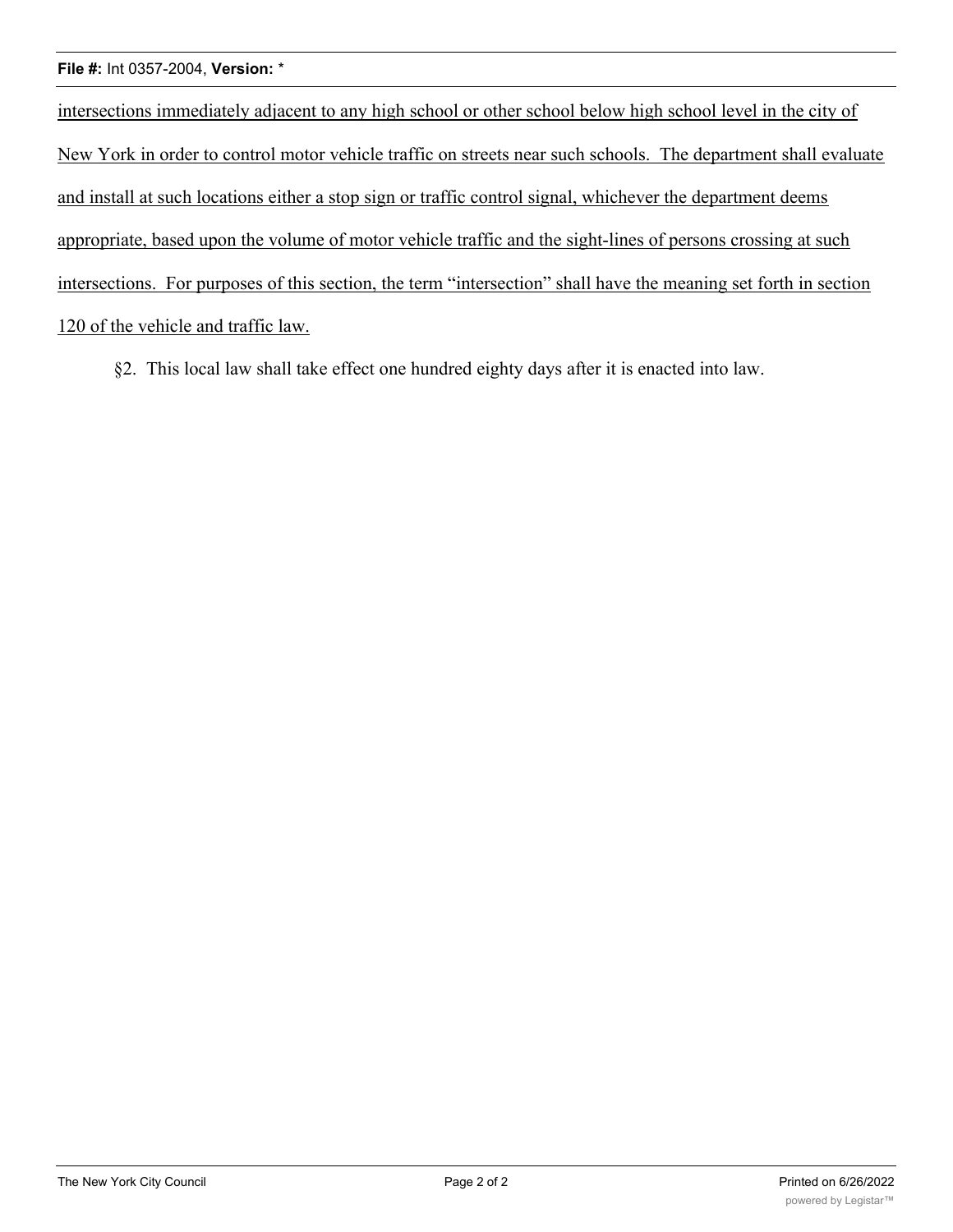intersections immediately adjacent to any high school or other school below high school level in the city of New York in order to control motor vehicle traffic on streets near such schools. The department shall evaluate and install at such locations either a stop sign or traffic control signal, whichever the department deems appropriate, based upon the volume of motor vehicle traffic and the sight-lines of persons crossing at such intersections. For purposes of this section, the term "intersection" shall have the meaning set forth in section 120 of the vehicle and traffic law.

§2. This local law shall take effect one hundred eighty days after it is enacted into law.